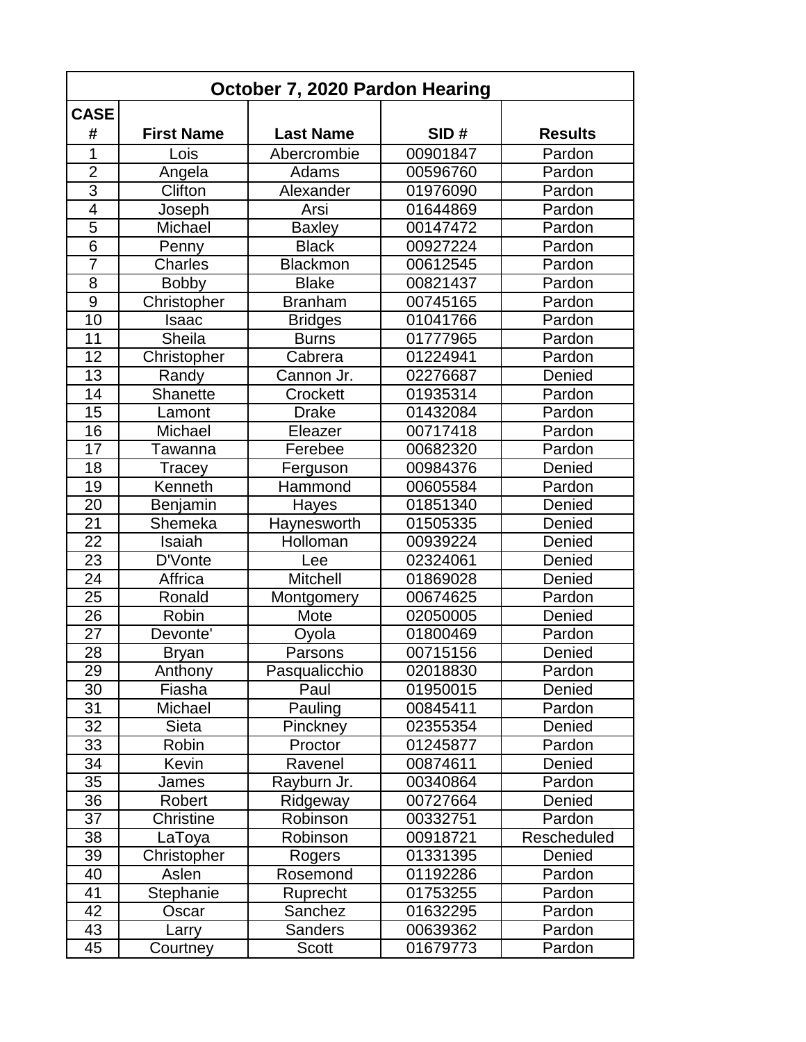| October 7, 2020 Pardon Hearing | | | | |
|---|---|---|---|---|
| CASE # | First Name | Last Name | SID # | Results |
| 1 | Lois | Abercrombie | 00901847 | Pardon |
| 2 | Angela | Adams | 00596760 | Pardon |
| 3 | Clifton | Alexander | 01976090 | Pardon |
| 4 | Joseph | Arsi | 01644869 | Pardon |
| 5 | Michael | Baxley | 00147472 | Pardon |
| 6 | Penny | Black | 00927224 | Pardon |
| 7 | Charles | Blackmon | 00612545 | Pardon |
| 8 | Bobby | Blake | 00821437 | Pardon |
| 9 | Christopher | Branham | 00745165 | Pardon |
| 10 | Isaac | Bridges | 01041766 | Pardon |
| 11 | Sheila | Burns | 01777965 | Pardon |
| 12 | Christopher | Cabrera | 01224941 | Pardon |
| 13 | Randy | Cannon Jr. | 02276687 | Denied |
| 14 | Shanette | Crockett | 01935314 | Pardon |
| 15 | Lamont | Drake | 01432084 | Pardon |
| 16 | Michael | Eleazer | 00717418 | Pardon |
| 17 | Tawanna | Ferebee | 00682320 | Pardon |
| 18 | Tracey | Ferguson | 00984376 | Denied |
| 19 | Kenneth | Hammond | 00605584 | Pardon |
| 20 | Benjamin | Hayes | 01851340 | Denied |
| 21 | Shemeka | Haynesworth | 01505335 | Denied |
| 22 | Isaiah | Holloman | 00939224 | Denied |
| 23 | D'Vonte | Lee | 02324061 | Denied |
| 24 | Affrica | Mitchell | 01869028 | Denied |
| 25 | Ronald | Montgomery | 00674625 | Pardon |
| 26 | Robin | Mote | 02050005 | Denied |
| 27 | Devonte' | Oyola | 01800469 | Pardon |
| 28 | Bryan | Parsons | 00715156 | Denied |
| 29 | Anthony | Pasqualicchio | 02018830 | Pardon |
| 30 | Fiasha | Paul | 01950015 | Denied |
| 31 | Michael | Pauling | 00845411 | Pardon |
| 32 | Sieta | Pinckney | 02355354 | Denied |
| 33 | Robin | Proctor | 01245877 | Pardon |
| 34 | Kevin | Ravenel | 00874611 | Denied |
| 35 | James | Rayburn Jr. | 00340864 | Pardon |
| 36 | Robert | Ridgeway | 00727664 | Denied |
| 37 | Christine | Robinson | 00332751 | Pardon |
| 38 | LaToya | Robinson | 00918721 | Rescheduled |
| 39 | Christopher | Rogers | 01331395 | Denied |
| 40 | Aslen | Rosemond | 01192286 | Pardon |
| 41 | Stephanie | Ruprecht | 01753255 | Pardon |
| 42 | Oscar | Sanchez | 01632295 | Pardon |
| 43 | Larry | Sanders | 00639362 | Pardon |
| 45 | Courtney | Scott | 01679773 | Pardon |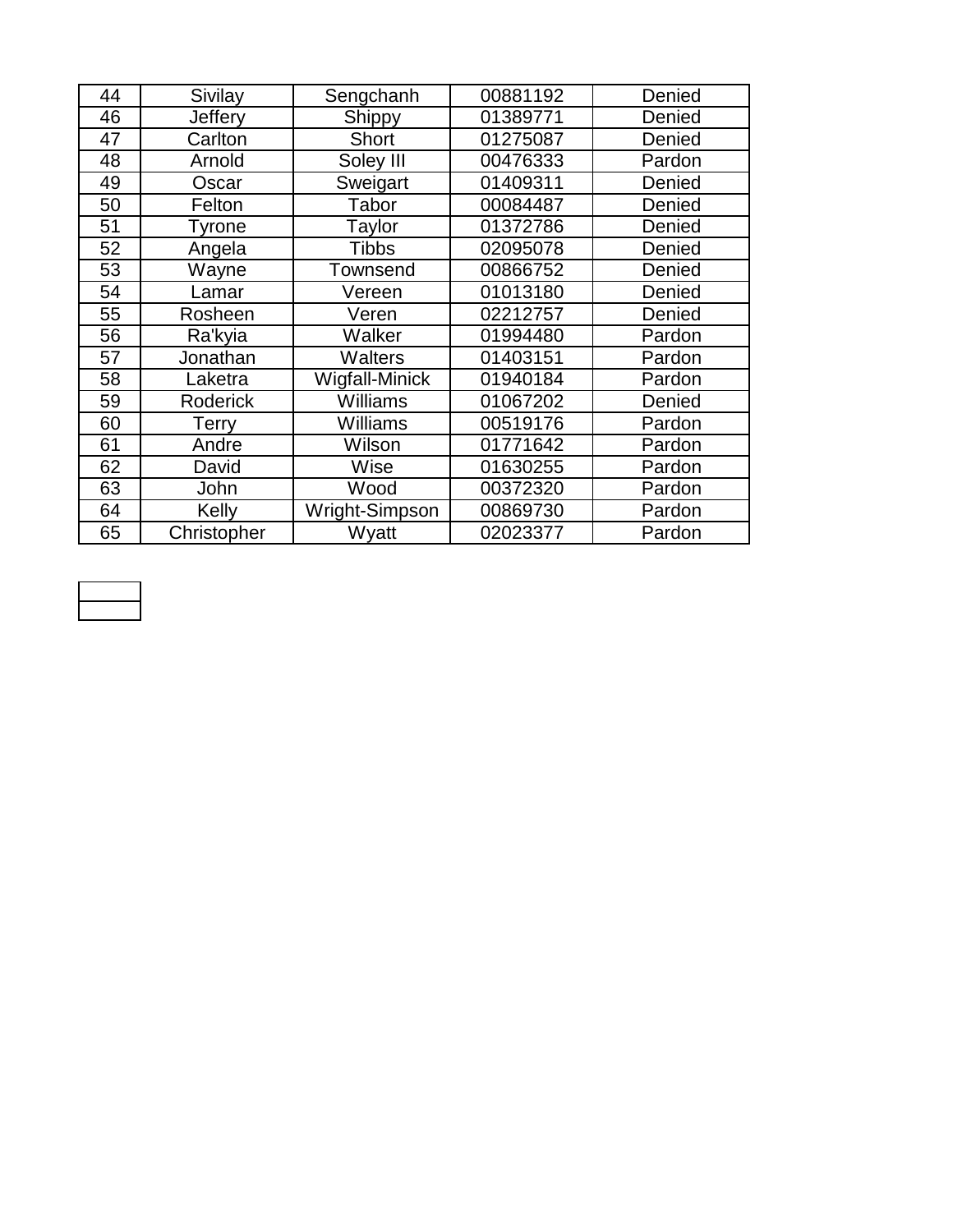| 44 | Sivilay | Sengchanh | 00881192 | Denied |
| --- | --- | --- | --- | --- |
| 46 | Jeffery | Shippy | 01389771 | Denied |
| 47 | Carlton | Short | 01275087 | Denied |
| 48 | Arnold | Soley III | 00476333 | Pardon |
| 49 | Oscar | Sweigart | 01409311 | Denied |
| 50 | Felton | Tabor | 00084487 | Denied |
| 51 | Tyrone | Taylor | 01372786 | Denied |
| 52 | Angela | Tibbs | 02095078 | Denied |
| 53 | Wayne | Townsend | 00866752 | Denied |
| 54 | Lamar | Vereen | 01013180 | Denied |
| 55 | Rosheen | Veren | 02212757 | Denied |
| 56 | Ra'kyia | Walker | 01994480 | Pardon |
| 57 | Jonathan | Walters | 01403151 | Pardon |
| 58 | Laketra | Wigfall-Minick | 01940184 | Pardon |
| 59 | Roderick | Williams | 01067202 | Denied |
| 60 | Terry | Williams | 00519176 | Pardon |
| 61 | Andre | Wilson | 01771642 | Pardon |
| 62 | David | Wise | 01630255 | Pardon |
| 63 | John | Wood | 00372320 | Pardon |
| 64 | Kelly | Wright-Simpson | 00869730 | Pardon |
| 65 | Christopher | Wyatt | 02023377 | Pardon |